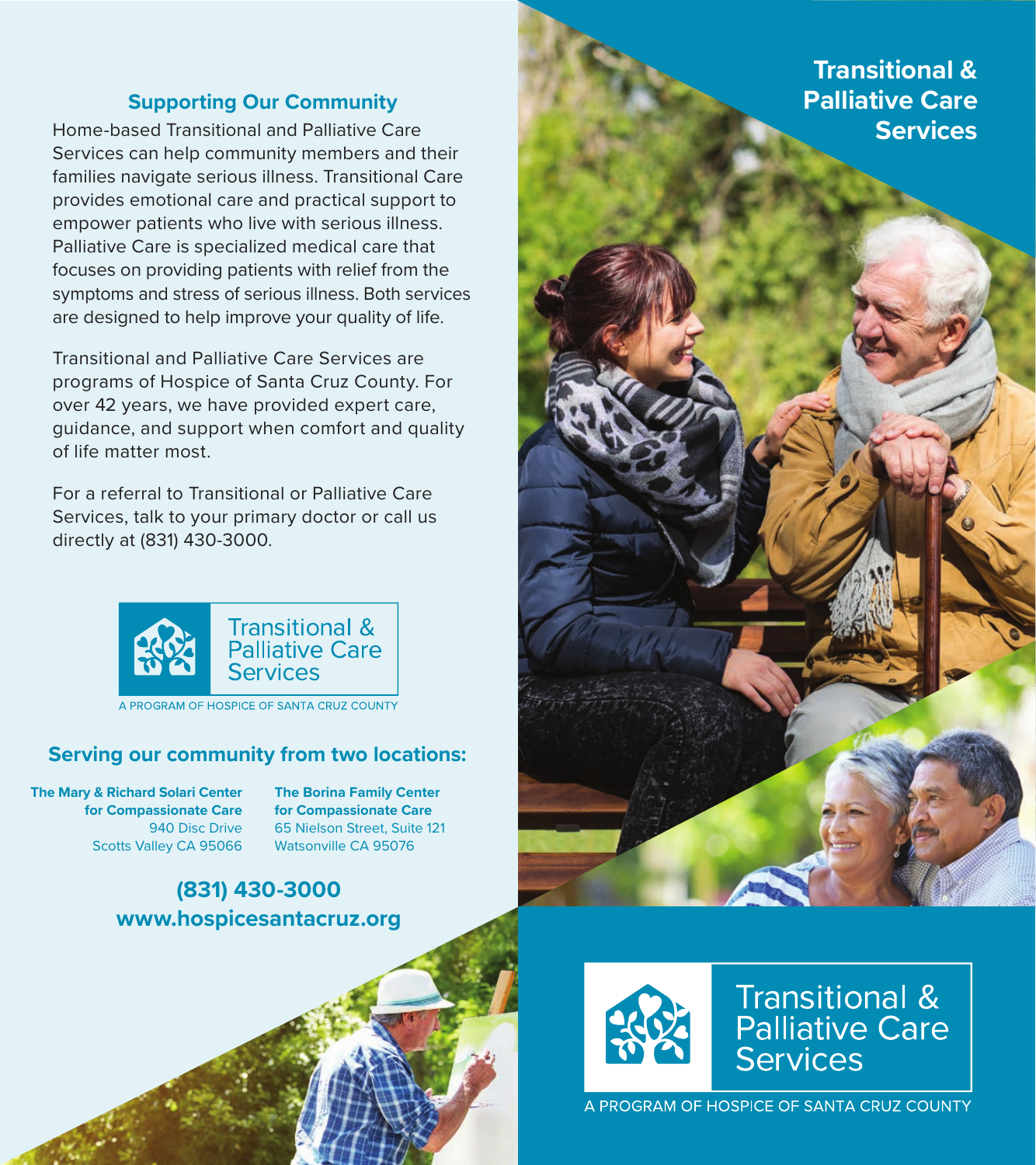## Supporting Our Community

Home-based Transitional and Palliative Care Services can help community members and their families navigate serious illness. Transitional Care provides emotional care and practical support to empower patients who live with serious illness. Palliative Care is specialized medical care that focuses on providing patients with relief from the symptoms and stress of serious illness. Both services are designed to help improve your quality of life.

Transitional and Palliative Care Services are programs of Hospice of Santa Cruz County. For over 42 years, we have provided expert care, guidance, and support when comfort and quality of life matter most.

For a referral to Transitional or Palliative Care Services, talk to your primary doctor or call us directly at (831) 430-3000.

Transitional & Palliative Care Services

A PROGRAM OF HOSPICE OF SANTA CRUZ COUNTY

## Serving our community from two locations:

**The Mary & Richard Solari Center for Compassionate Care**
940 Disc Drive
Scotts Valley CA 95066

**The Borina Family Center for Compassionate Care**
65 Nielson Street, Suite 121
Watsonville CA 95076

**(831) 430-3000**
**www.hospicesantacruz.org**

# Transitional & Palliative Care Services

Transitional & Palliative Care Services

A PROGRAM OF HOSPICE OF SANTA CRUZ COUNTY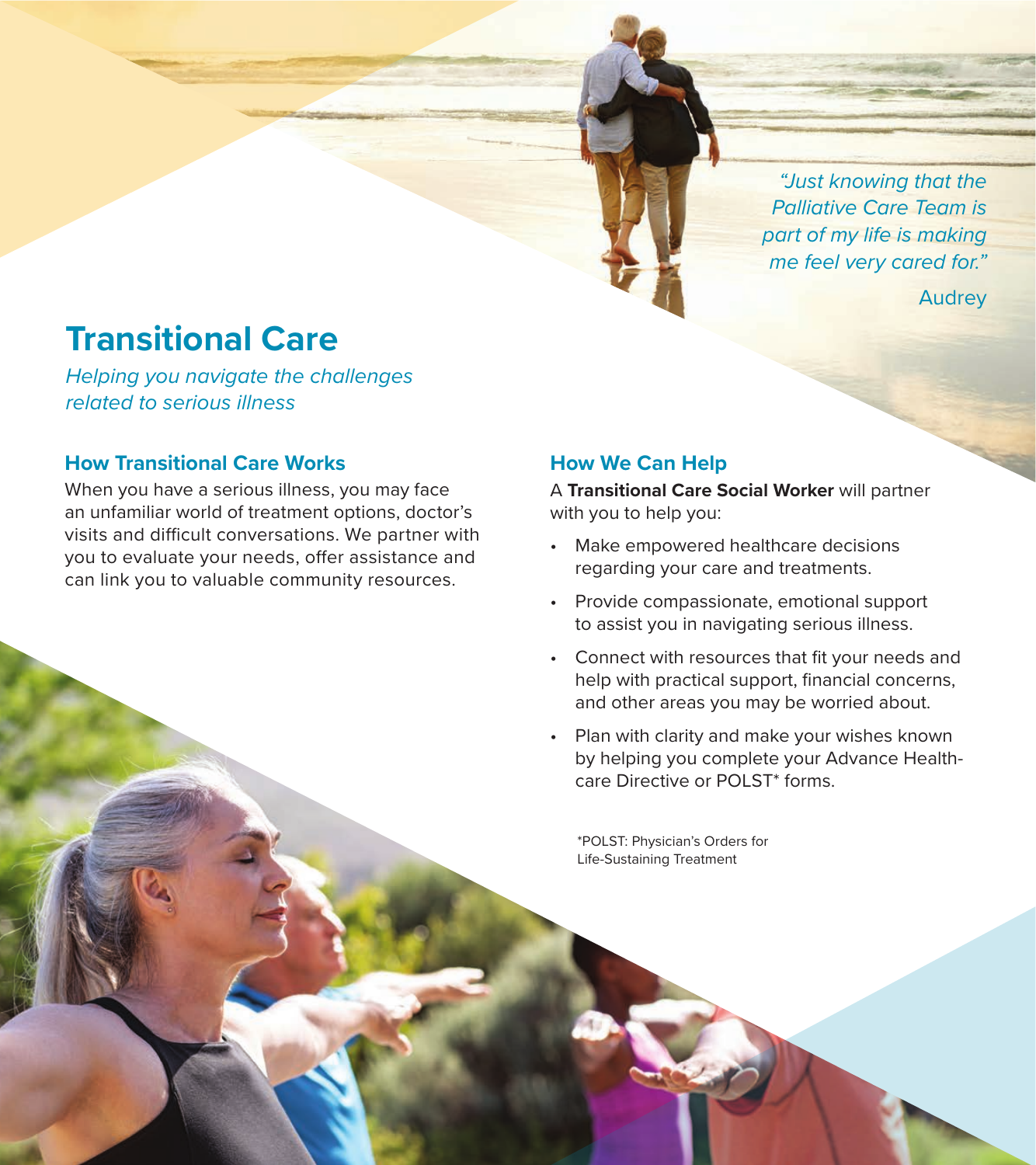*"Just knowing that the Palliative Care Team is part of my life is making me feel very cared for."*

Audrey

# Transitional Care

*Helping you navigate the challenges related to serious illness*

## How Transitional Care Works

When you have a serious illness, you may face an unfamiliar world of treatment options, doctor's visits and difficult conversations. We partner with you to evaluate your needs, offer assistance and can link you to valuable community resources.

## How We Can Help

A **Transitional Care Social Worker** will partner with you to help you:

- Make empowered healthcare decisions regarding your care and treatments.
- Provide compassionate, emotional support to assist you in navigating serious illness.
- Connect with resources that fit your needs and help with practical support, financial concerns, and other areas you may be worried about.
- Plan with clarity and make your wishes known by helping you complete your Advance Healthcare Directive or POLST* forms.

*POLST: Physician's Orders for Life-Sustaining Treatment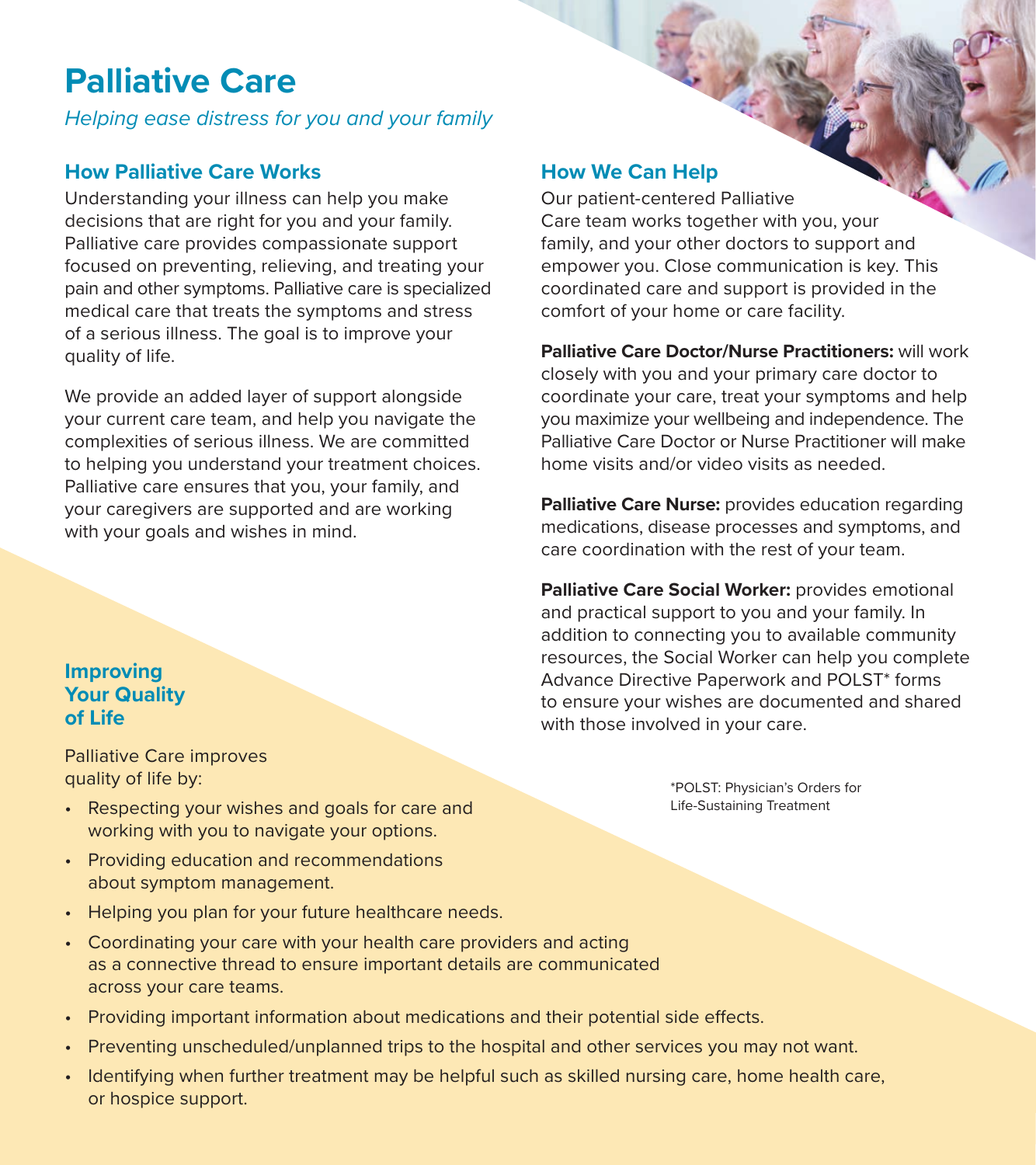# Palliative Care

*Helping ease distress for you and your family*

## How Palliative Care Works

Understanding your illness can help you make decisions that are right for you and your family. Palliative care provides compassionate support focused on preventing, relieving, and treating your pain and other symptoms. Palliative care is specialized medical care that treats the symptoms and stress of a serious illness. The goal is to improve your quality of life.

We provide an added layer of support alongside your current care team, and help you navigate the complexities of serious illness. We are committed to helping you understand your treatment choices. Palliative care ensures that you, your family, and your caregivers are supported and are working with your goals and wishes in mind.

## How We Can Help

Our patient-centered Palliative Care team works together with you, your family, and your other doctors to support and empower you. Close communication is key. This coordinated care and support is provided in the comfort of your home or care facility.

**Palliative Care Doctor/Nurse Practitioners:** will work closely with you and your primary care doctor to coordinate your care, treat your symptoms and help you maximize your wellbeing and independence. The Palliative Care Doctor or Nurse Practitioner will make home visits and/or video visits as needed.

**Palliative Care Nurse:** provides education regarding medications, disease processes and symptoms, and care coordination with the rest of your team.

**Palliative Care Social Worker:** provides emotional and practical support to you and your family. In addition to connecting you to available community resources, the Social Worker can help you complete Advance Directive Paperwork and POLST* forms to ensure your wishes are documented and shared with those involved in your care.

*POLST: Physician's Orders for Life-Sustaining Treatment

## Improving Your Quality of Life

Palliative Care improves quality of life by:

- Respecting your wishes and goals for care and working with you to navigate your options.
- Providing education and recommendations about symptom management.
- Helping you plan for your future healthcare needs.
- Coordinating your care with your health care providers and acting as a connective thread to ensure important details are communicated across your care teams.
- Providing important information about medications and their potential side effects.
- Preventing unscheduled/unplanned trips to the hospital and other services you may not want.
- Identifying when further treatment may be helpful such as skilled nursing care, home health care, or hospice support.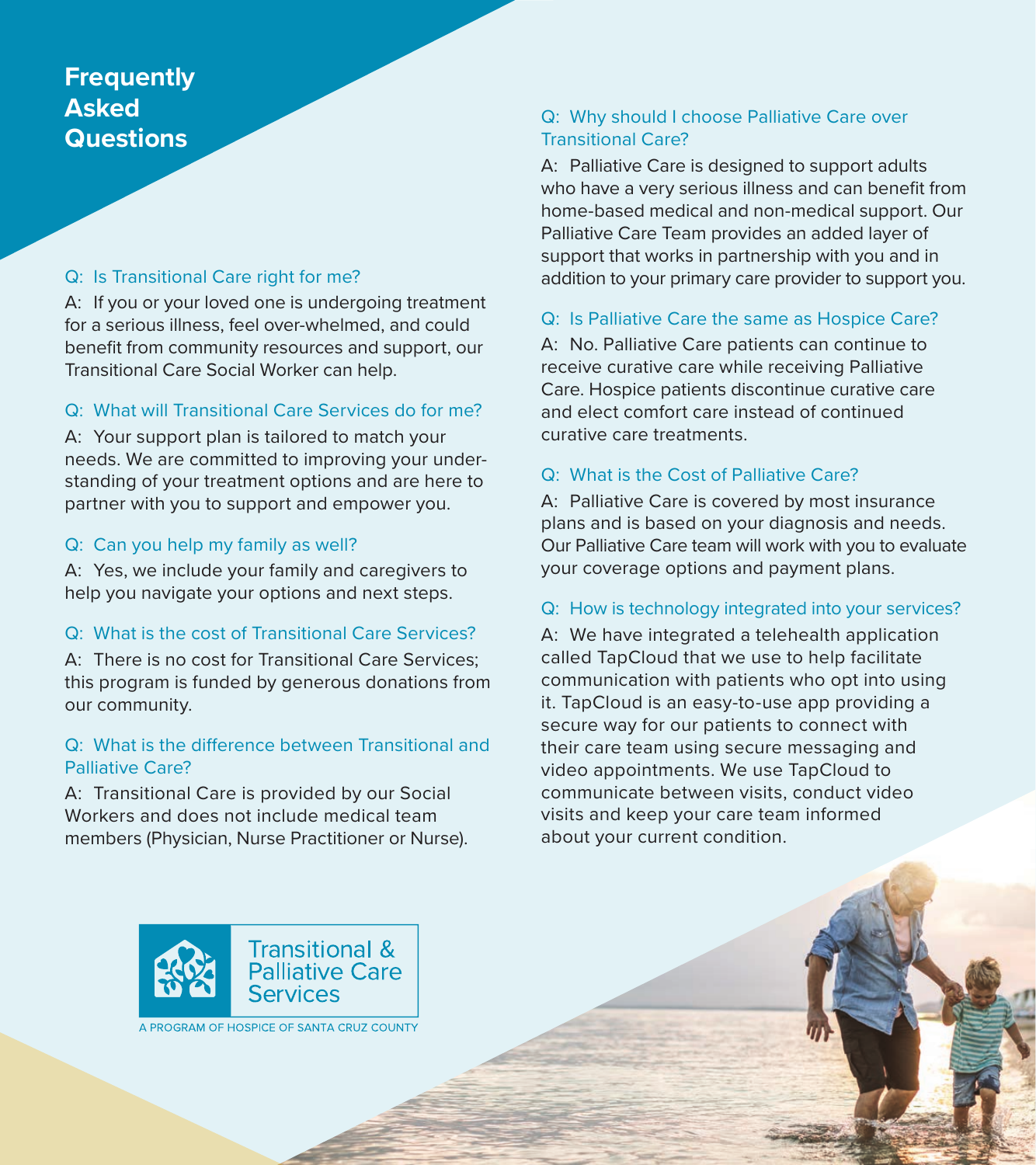# Frequently Asked Questions

**Q: Is Transitional Care right for me?**

A: If you or your loved one is undergoing treatment for a serious illness, feel over-whelmed, and could benefit from community resources and support, our Transitional Care Social Worker can help.

**Q: What will Transitional Care Services do for me?**

A: Your support plan is tailored to match your needs. We are committed to improving your understanding of your treatment options and are here to partner with you to support and empower you.

**Q: Can you help my family as well?**

A: Yes, we include your family and caregivers to help you navigate your options and next steps.

**Q: What is the cost of Transitional Care Services?**

A: There is no cost for Transitional Care Services; this program is funded by generous donations from our community.

**Q: What is the difference between Transitional and Palliative Care?**

A: Transitional Care is provided by our Social Workers and does not include medical team members (Physician, Nurse Practitioner or Nurse).

**Q: Why should I choose Palliative Care over Transitional Care?**

A: Palliative Care is designed to support adults who have a very serious illness and can benefit from home-based medical and non-medical support. Our Palliative Care Team provides an added layer of support that works in partnership with you and in addition to your primary care provider to support you.

**Q: Is Palliative Care the same as Hospice Care?**

A: No. Palliative Care patients can continue to receive curative care while receiving Palliative Care. Hospice patients discontinue curative care and elect comfort care instead of continued curative care treatments.

**Q: What is the Cost of Palliative Care?**

A: Palliative Care is covered by most insurance plans and is based on your diagnosis and needs. Our Palliative Care team will work with you to evaluate your coverage options and payment plans.

**Q: How is technology integrated into your services?**

A: We have integrated a telehealth application called TapCloud that we use to help facilitate communication with patients who opt into using it. TapCloud is an easy-to-use app providing a secure way for our patients to connect with their care team using secure messaging and video appointments. We use TapCloud to communicate between visits, conduct video visits and keep your care team informed about your current condition.

Transitional & Palliative Care Services

A PROGRAM OF HOSPICE OF SANTA CRUZ COUNTY